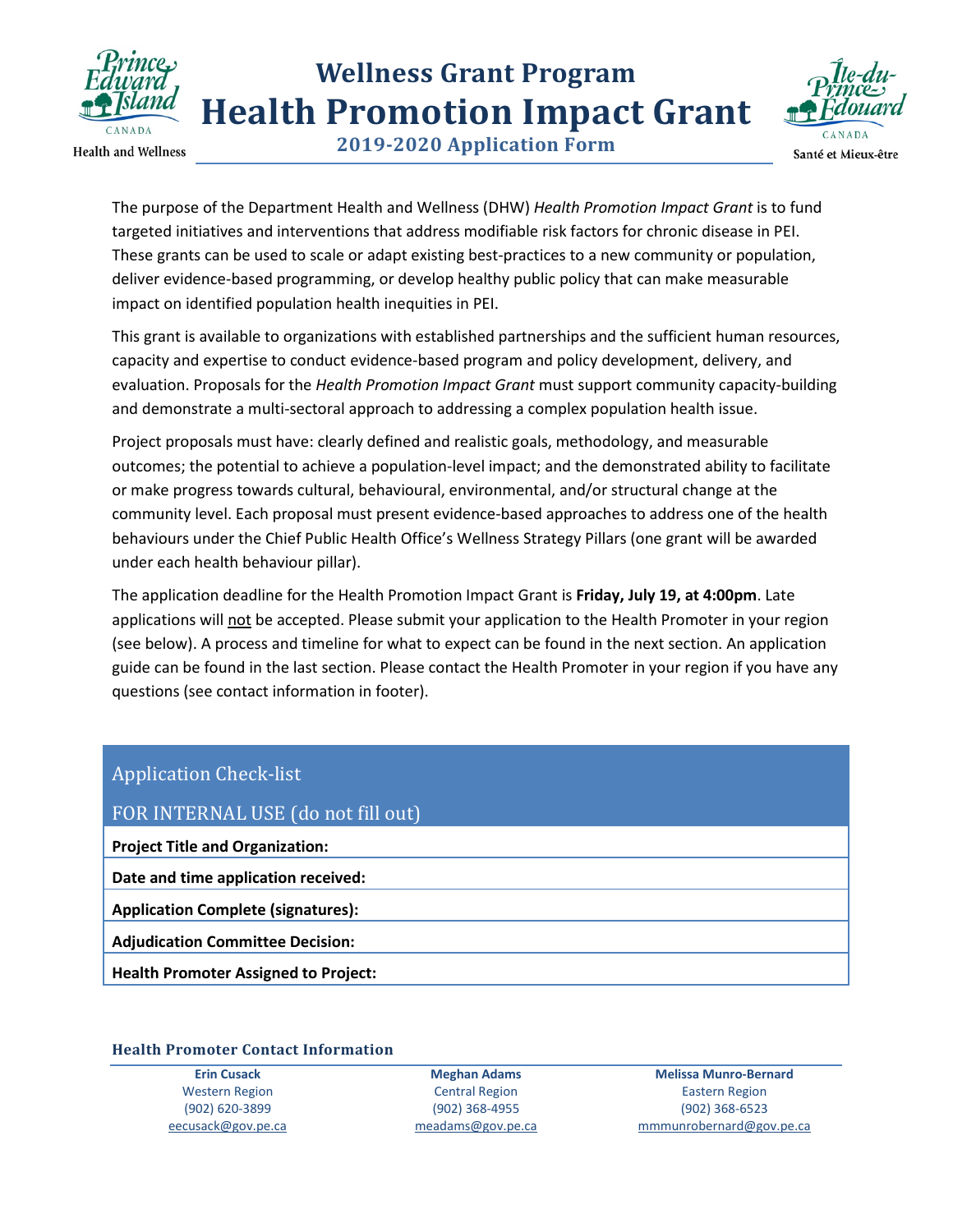Prince Edward Island CANADA
Health and Wellness

# Wellness Grant Program
# Health Promotion Impact Grant
## 2019-2020 Application Form

Île-du-Prince-Édouard CANADA
Santé et Mieux-être

The purpose of the Department Health and Wellness (DHW) *Health Promotion Impact Grant* is to fund targeted initiatives and interventions that address modifiable risk factors for chronic disease in PEI. These grants can be used to scale or adapt existing best-practices to a new community or population, deliver evidence-based programming, or develop healthy public policy that can make measurable impact on identified population health inequities in PEI.

This grant is available to organizations with established partnerships and the sufficient human resources, capacity and expertise to conduct evidence-based program and policy development, delivery, and evaluation. Proposals for the *Health Promotion Impact Grant* must support community capacity-building and demonstrate a multi-sectoral approach to addressing a complex population health issue.

Project proposals must have: clearly defined and realistic goals, methodology, and measurable outcomes; the potential to achieve a population-level impact; and the demonstrated ability to facilitate or make progress towards cultural, behavioural, environmental, and/or structural change at the community level. Each proposal must present evidence-based approaches to address one of the health behaviours under the Chief Public Health Office's Wellness Strategy Pillars (one grant will be awarded under each health behaviour pillar).

The application deadline for the Health Promotion Impact Grant is **Friday, July 19, at 4:00pm**. Late applications will not be accepted. Please submit your application to the Health Promoter in your region (see below). A process and timeline for what to expect can be found in the next section. An application guide can be found in the last section. Please contact the Health Promoter in your region if you have any questions (see contact information in footer).

| Application Check-list<br>FOR INTERNAL USE (do not fill out) |
|---|
| **Project Title and Organization:** |
| **Date and time application received:** |
| **Application Complete (signatures):** |
| **Adjudication Committee Decision:** |
| **Health Promoter Assigned to Project:** |

### Health Promoter Contact Information

| Erin Cusack | Meghan Adams | Melissa Munro-Bernard |
|---|---|---|
| Western Region | Central Region | Eastern Region |
| (902) 620-3899 | (902) 368-4955 | (902) 368-6523 |
| eecusack@gov.pe.ca | meadams@gov.pe.ca | mmmunrobernard@gov.pe.ca |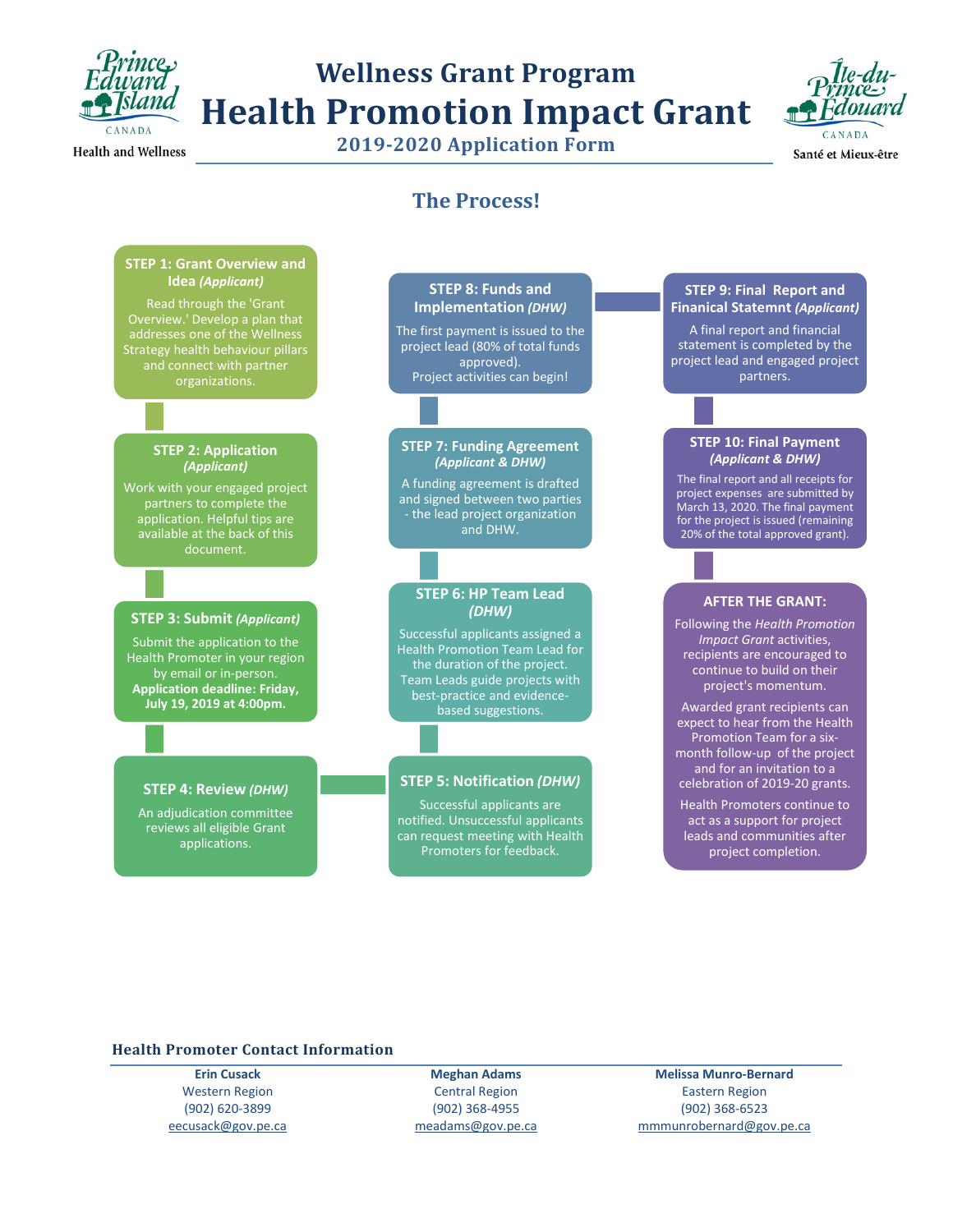# Wellness Grant Program

# Health Promotion Impact Grant

## 2019-2020 Application Form

Prince Edward Island CANADA — Health and Wellness

Île-du-Prince-Édouard CANADA — Santé et Mieux-être

## The Process!

**STEP 1: Grant Overview and Idea** ***(Applicant)***

Read through the 'Grant Overview.' Develop a plan that addresses one of the Wellness Strategy health behaviour pillars and connect with partner organizations.

**STEP 2: Application** ***(Applicant)***

Work with your engaged project partners to complete the application. Helpful tips are available at the back of this document.

**STEP 3: Submit** ***(Applicant)***

Submit the application to the Health Promoter in your region by email or in-person. **Application deadline: Friday, July 19, 2019 at 4:00pm.**

**STEP 4: Review** ***(DHW)***

An adjudication committee reviews all eligible Grant applications.

**STEP 5: Notification** ***(DHW)***

Successful applicants are notified. Unsuccessful applicants can request meeting with Health Promoters for feedback.

**STEP 6: HP Team Lead** ***(DHW)***

Successful applicants assigned a Health Promotion Team Lead for the duration of the project. Team Leads guide projects with best-practice and evidence-based suggestions.

**STEP 7: Funding Agreement** ***(Applicant & DHW)***

A funding agreement is drafted and signed between two parties - the lead project organization and DHW.

**STEP 8: Funds and Implementation** ***(DHW)***

The first payment is issued to the project lead (80% of total funds approved).
Project activities can begin!

**STEP 9: Final Report and Finanical Statemnt** ***(Applicant)***

A final report and financial statement is completed by the project lead and engaged project partners.

**STEP 10: Final Payment** ***(Applicant & DHW)***

The final report and all receipts for project expenses are submitted by March 13, 2020. The final payment for the project is issued (remaining 20% of the total approved grant).

**AFTER THE GRANT:**

Following the *Health Promotion Impact Grant* activities, recipients are encouraged to continue to build on their project's momentum.

Awarded grant recipients can expect to hear from the Health Promotion Team for a six-month follow-up of the project and for an invitation to a celebration of 2019-20 grants.

Health Promoters continue to act as a support for project leads and communities after project completion.

### Health Promoter Contact Information

| Erin Cusack | Meghan Adams | Melissa Munro-Bernard |
|---|---|---|
| Western Region | Central Region | Eastern Region |
| (902) 620-3899 | (902) 368-4955 | (902) 368-6523 |
| eecusack@gov.pe.ca | meadams@gov.pe.ca | mmmunrobernard@gov.pe.ca |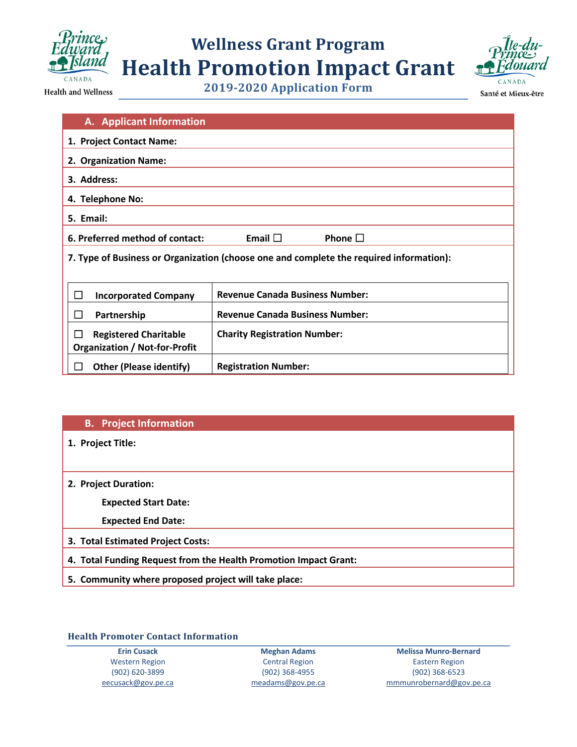Health and Wellness

# Wellness Grant Program

# Health Promotion Impact Grant

### 2019-2020 Application Form

Santé et Mieux-être

## A. Applicant Information

1. **Project Contact Name:**
2. **Organization Name:**
3. **Address:**
4. **Telephone No:**
5. **Email:**
6. **Preferred method of contact:** **Email** ☐ **Phone** ☐
7. **Type of Business or Organization (choose one and complete the required information):**

| | |
|---|---|
| ☐ **Incorporated Company** | **Revenue Canada Business Number:** |
| ☐ **Partnership** | **Revenue Canada Business Number:** |
| ☐ **Registered Charitable Organization / Not-for-Profit** | **Charity Registration Number:** |
| ☐ **Other (Please identify)** | **Registration Number:** |

## B. Project Information

1. **Project Title:**
2. **Project Duration:**
   - **Expected Start Date:**
   - **Expected End Date:**
3. **Total Estimated Project Costs:**
4. **Total Funding Request from the Health Promotion Impact Grant:**
5. **Community where proposed project will take place:**

### Health Promoter Contact Information

| **Erin Cusack** | **Meghan Adams** | **Melissa Munro-Bernard** |
|---|---|---|
| Western Region | Central Region | Eastern Region |
| (902) 620-3899 | (902) 368-4955 | (902) 368-6523 |
| eecusack@gov.pe.ca | meadams@gov.pe.ca | mmmunrobernard@gov.pe.ca |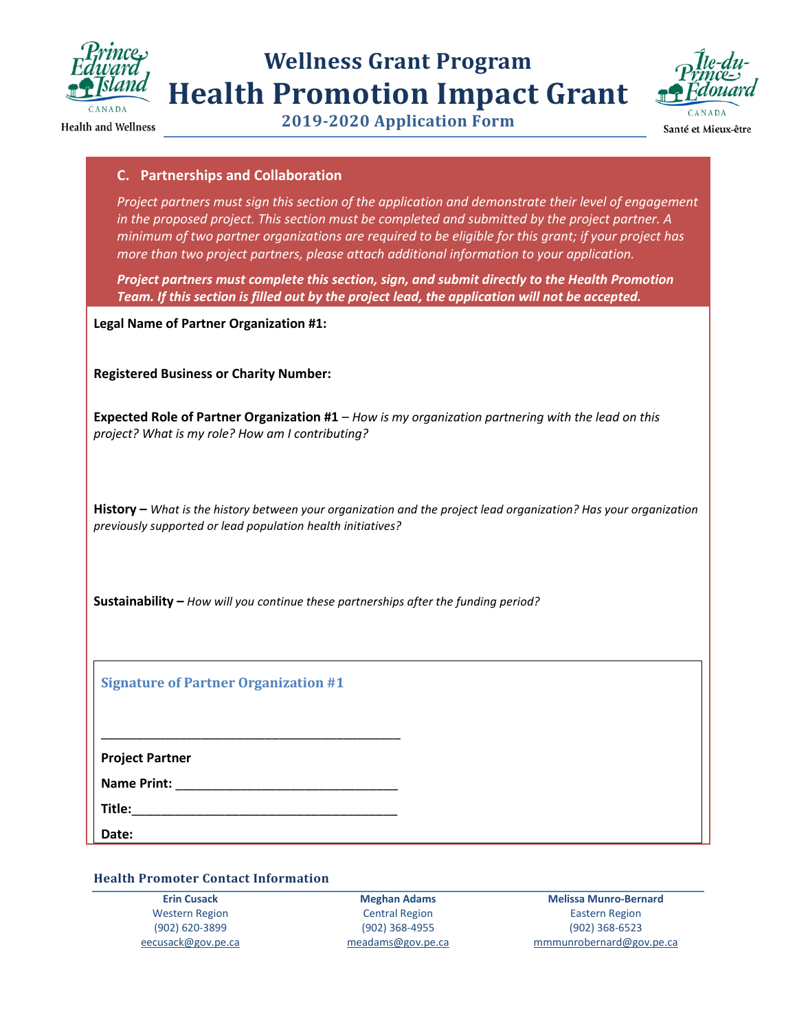Health and Wellness

# Wellness Grant Program
# Health Promotion Impact Grant
### 2019-2020 Application Form

Santé et Mieux-être

## C. Partnerships and Collaboration

*Project partners must sign this section of the application and demonstrate their level of engagement in the proposed project. This section must be completed and submitted by the project partner. A minimum of two partner organizations are required to be eligible for this grant; if your project has more than two project partners, please attach additional information to your application.*

***Project partners must complete this section, sign, and submit directly to the Health Promotion Team. If this section is filled out by the project lead, the application will not be accepted.***

**Legal Name of Partner Organization #1:**

**Registered Business or Charity Number:**

**Expected Role of Partner Organization #1** – *How is my organization partnering with the lead on this project? What is my role? How am I contributing?*

**History –** *What is the history between your organization and the project lead organization? Has your organization previously supported or lead population health initiatives?*

**Sustainability –** *How will you continue these partnerships after the funding period?*

### Signature of Partner Organization #1

___________________________________________

**Project Partner**

**Name Print:** _______________________________

**Title:**_____________________________________

**Date:**

### Health Promoter Contact Information

| Erin Cusack | Meghan Adams | Melissa Munro-Bernard |
|---|---|---|
| Western Region | Central Region | Eastern Region |
| (902) 620-3899 | (902) 368-4955 | (902) 368-6523 |
| eecusack@gov.pe.ca | meadams@gov.pe.ca | mmmunrobernard@gov.pe.ca |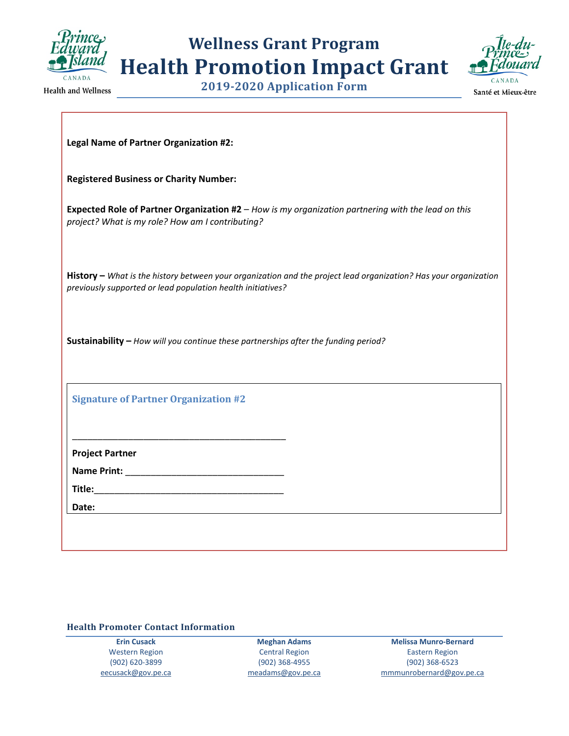# Wellness Grant Program

# Health Promotion Impact Grant

## 2019-2020 Application Form

Health and Wellness

Santé et Mieux-être

**Legal Name of Partner Organization #2:**

**Registered Business or Charity Number:**

**Expected Role of Partner Organization #2** – *How is my organization partnering with the lead on this project? What is my role? How am I contributing?*

**History –** *What is the history between your organization and the project lead organization? Has your organization previously supported or lead population health initiatives?*

**Sustainability –** *How will you continue these partnerships after the funding period?*

### Signature of Partner Organization #2

_____________________________________________

**Project Partner**

**Name Print:** _________________________________

**Title:**_______________________________________

**Date:**

### Health Promoter Contact Information

| Erin Cusack | Meghan Adams | Melissa Munro-Bernard |
|---|---|---|
| Western Region | Central Region | Eastern Region |
| (902) 620-3899 | (902) 368-4955 | (902) 368-6523 |
| eecusack@gov.pe.ca | meadams@gov.pe.ca | mmmunrobernard@gov.pe.ca |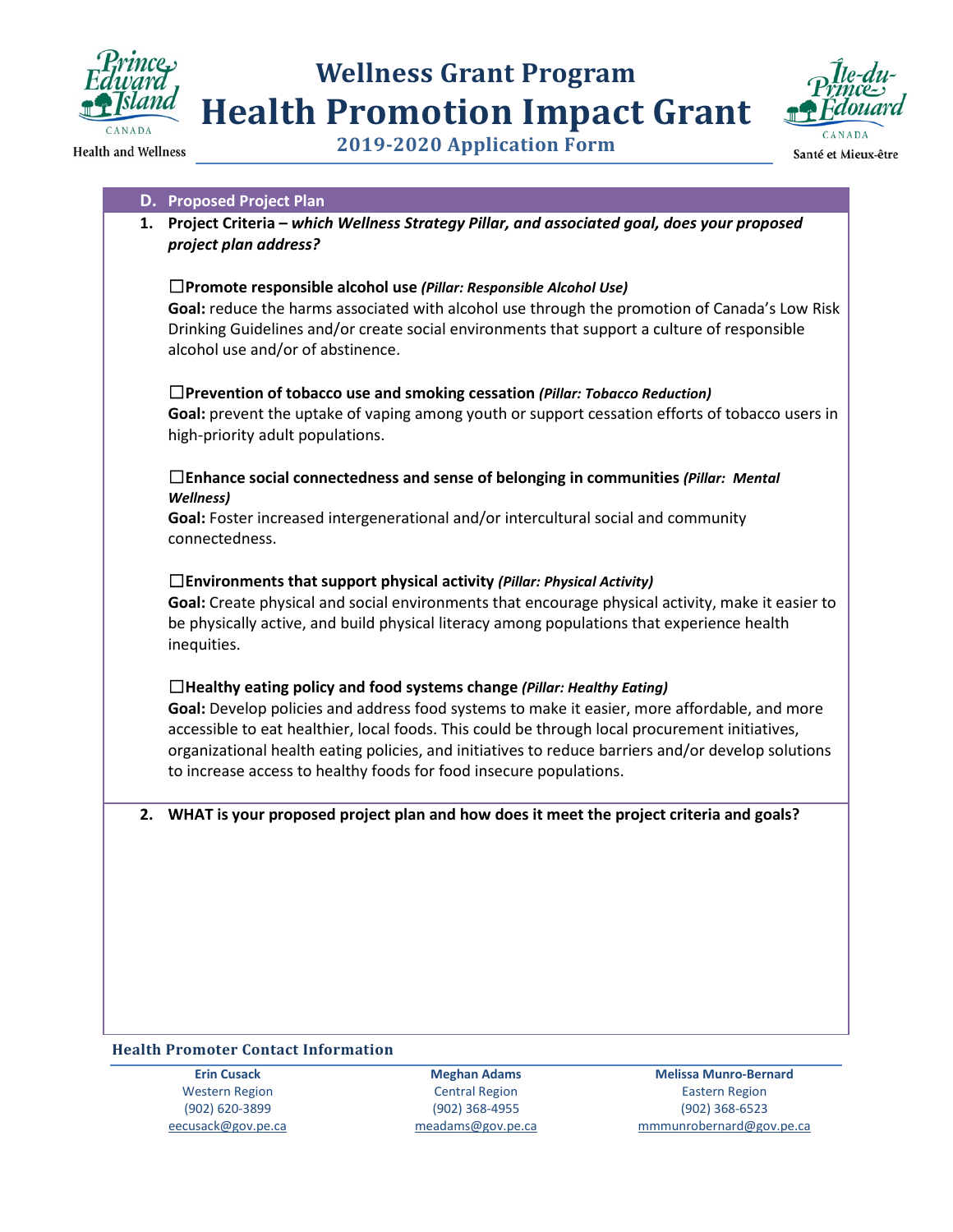# Wellness Grant Program

# Health Promotion Impact Grant

## 2019-2020 Application Form

Health and Wellness

Santé et Mieux-être

## D. Proposed Project Plan

1. **Project Criteria –** ***which Wellness Strategy Pillar, and associated goal, does your proposed project plan address?***

☐**Promote responsible alcohol use** ***(Pillar: Responsible Alcohol Use)***
**Goal:** reduce the harms associated with alcohol use through the promotion of Canada's Low Risk Drinking Guidelines and/or create social environments that support a culture of responsible alcohol use and/or of abstinence.

☐**Prevention of tobacco use and smoking cessation** ***(Pillar: Tobacco Reduction)***
**Goal:** prevent the uptake of vaping among youth or support cessation efforts of tobacco users in high-priority adult populations.

☐**Enhance social connectedness and sense of belonging in communities** ***(Pillar: Mental Wellness)***
**Goal:** Foster increased intergenerational and/or intercultural social and community connectedness.

☐**Environments that support physical activity** ***(Pillar: Physical Activity)***
**Goal:** Create physical and social environments that encourage physical activity, make it easier to be physically active, and build physical literacy among populations that experience health inequities.

☐**Healthy eating policy and food systems change** ***(Pillar: Healthy Eating)***
**Goal:** Develop policies and address food systems to make it easier, more affordable, and more accessible to eat healthier, local foods. This could be through local procurement initiatives, organizational health eating policies, and initiatives to reduce barriers and/or develop solutions to increase access to healthy foods for food insecure populations.

2. **WHAT is your proposed project plan and how does it meet the project criteria and goals?**

### Health Promoter Contact Information

| Erin Cusack | Meghan Adams | Melissa Munro-Bernard |
|---|---|---|
| Western Region | Central Region | Eastern Region |
| (902) 620-3899 | (902) 368-4955 | (902) 368-6523 |
| eecusack@gov.pe.ca | meadams@gov.pe.ca | mmmunrobernard@gov.pe.ca |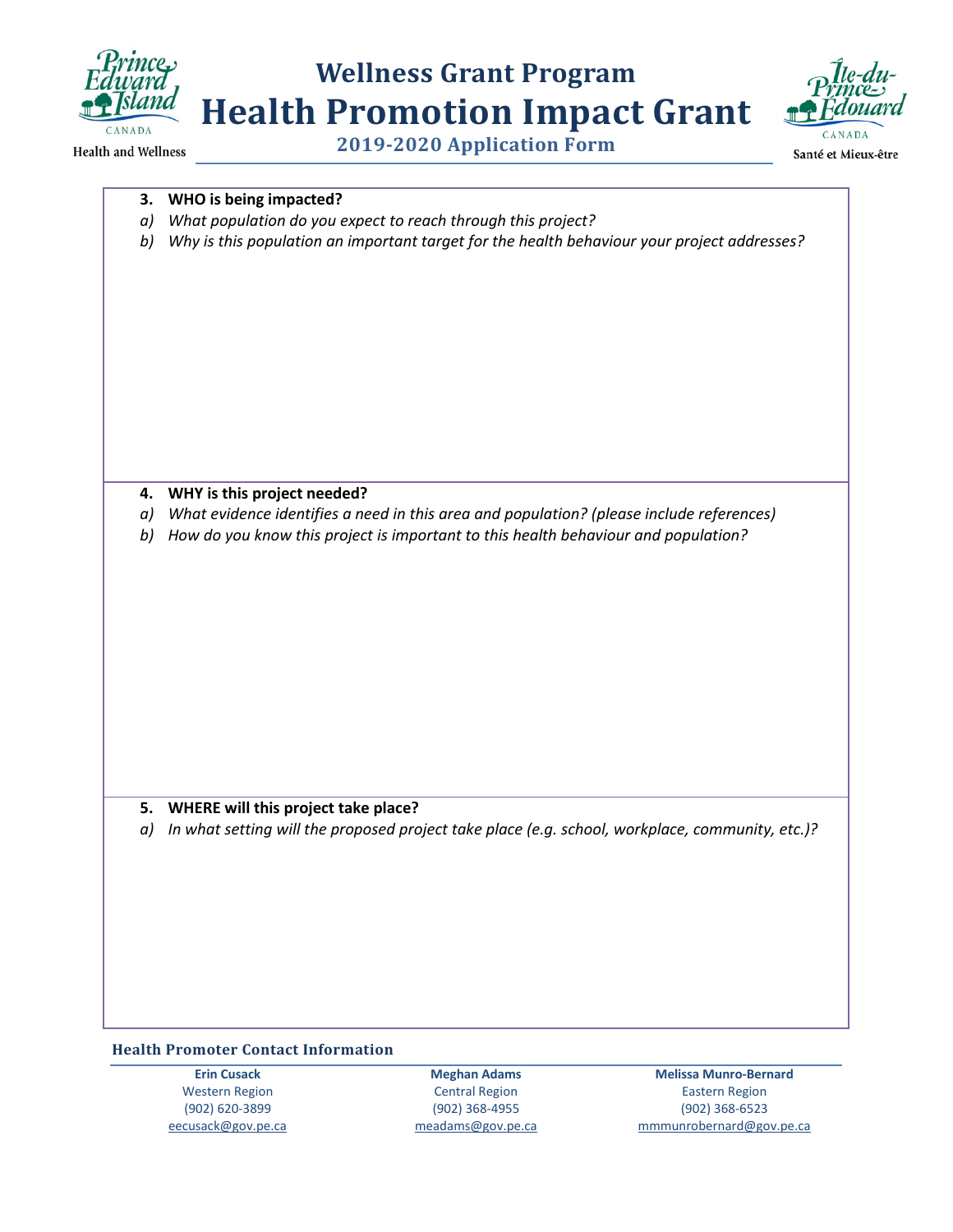# Wellness Grant Program
# Health Promotion Impact Grant
## 2019-2020 Application Form

**3. WHO is being impacted?**

*a) What population do you expect to reach through this project?*

*b) Why is this population an important target for the health behaviour your project addresses?*

**4. WHY is this project needed?**

*a) What evidence identifies a need in this area and population? (please include references)*

*b) How do you know this project is important to this health behaviour and population?*

**5. WHERE will this project take place?**

*a) In what setting will the proposed project take place (e.g. school, workplace, community, etc.)?*

### Health Promoter Contact Information

| Erin Cusack | Meghan Adams | Melissa Munro-Bernard |
|---|---|---|
| Western Region | Central Region | Eastern Region |
| (902) 620-3899 | (902) 368-4955 | (902) 368-6523 |
| eecusack@gov.pe.ca | meadams@gov.pe.ca | mmmunrobernard@gov.pe.ca |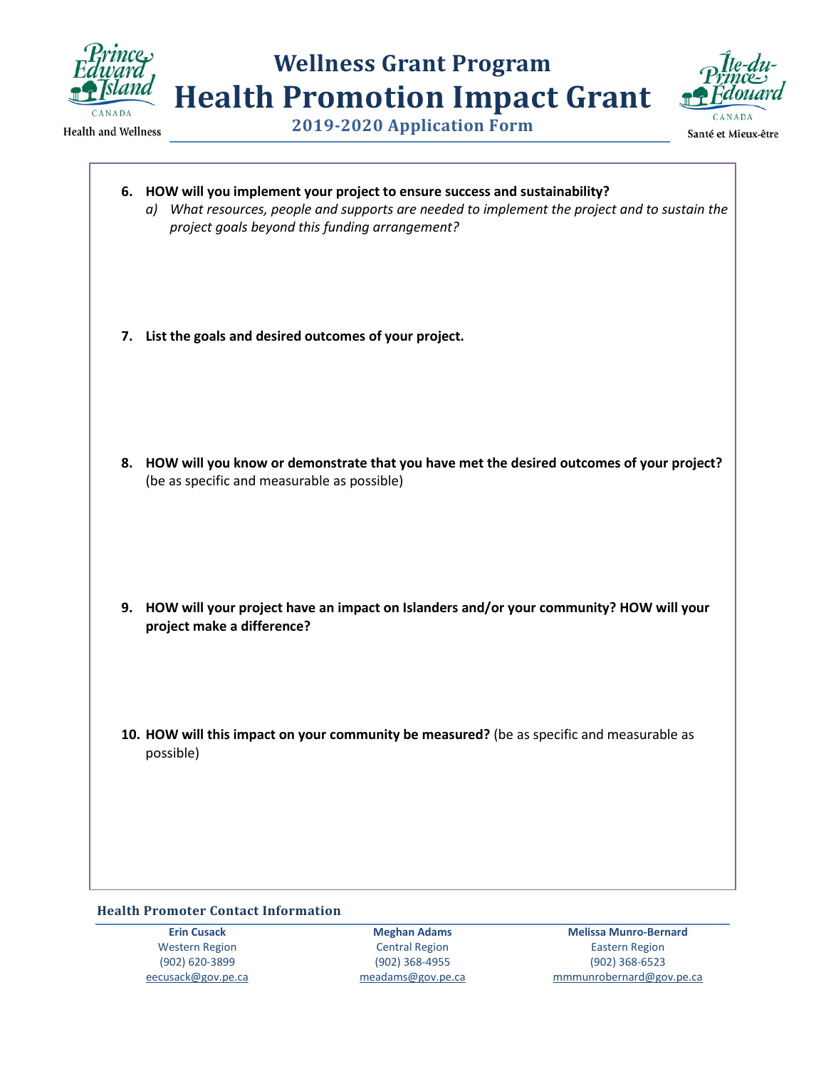6. **HOW will you implement your project to ensure success and sustainability?**
   a) *What resources, people and supports are needed to implement the project and to sustain the project goals beyond this funding arrangement?*

7. **List the goals and desired outcomes of your project.**

8. **HOW will you know or demonstrate that you have met the desired outcomes of your project?** (be as specific and measurable as possible)

9. **HOW will your project have an impact on Islanders and/or your community? HOW will your project make a difference?**

10. **HOW will this impact on your community be measured?** (be as specific and measurable as possible)

### Health Promoter Contact Information

| Erin Cusack | Meghan Adams | Melissa Munro-Bernard |
|---|---|---|
| Western Region | Central Region | Eastern Region |
| (902) 620-3899 | (902) 368-4955 | (902) 368-6523 |
| eecusack@gov.pe.ca | meadams@gov.pe.ca | mmmunrobernard@gov.pe.ca |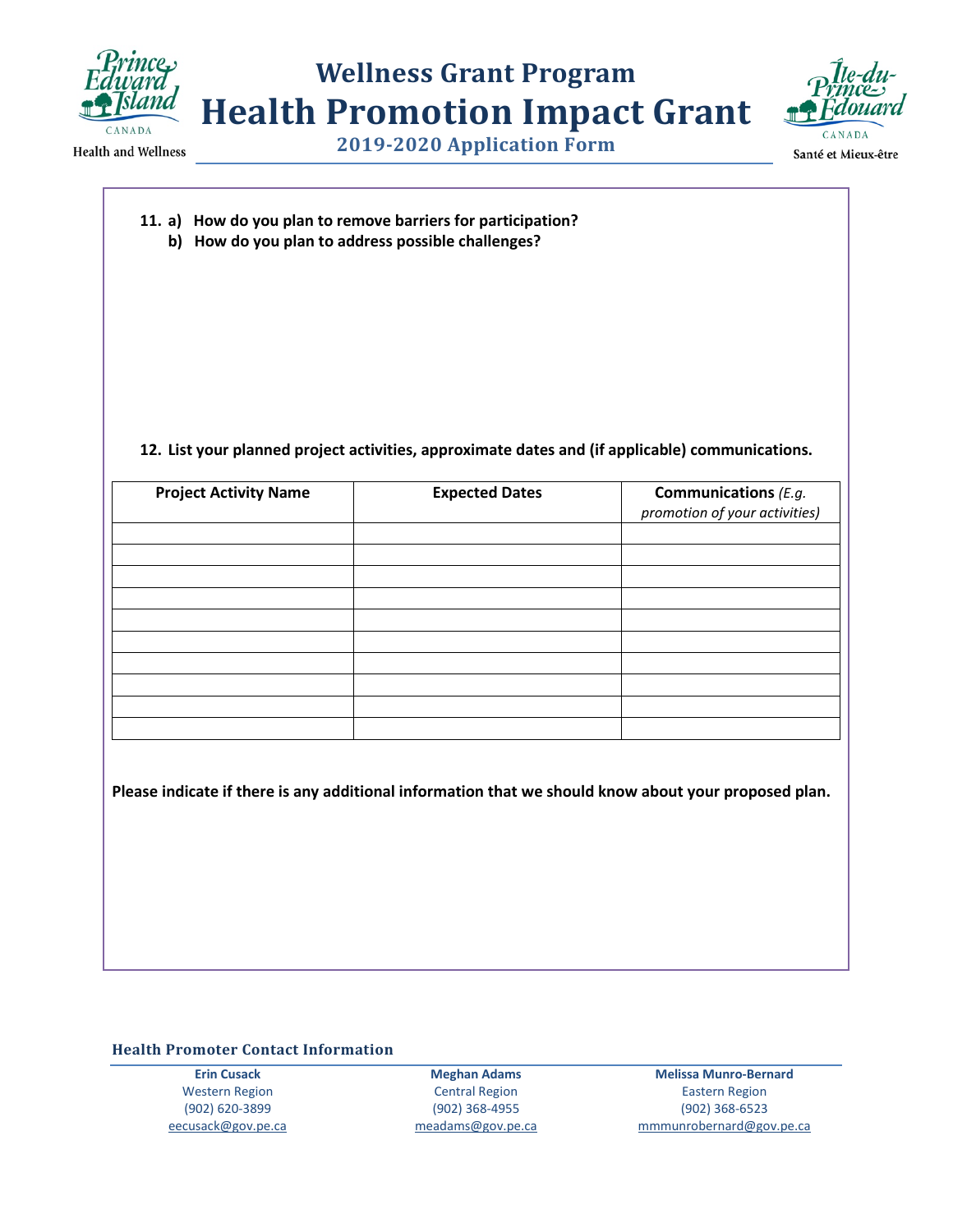# Wellness Grant Program
# Health Promotion Impact Grant
## 2019-2020 Application Form

**11. a) How do you plan to remove barriers for participation?**
**b) How do you plan to address possible challenges?**

**12. List your planned project activities, approximate dates and (if applicable) communications.**

| Project Activity Name | Expected Dates | **Communications** *(E.g. promotion of your activities)* |
|---|---|---|
| | | |
| | | |
| | | |
| | | |
| | | |
| | | |
| | | |
| | | |
| | | |
| | | |

**Please indicate if there is any additional information that we should know about your proposed plan.**

### Health Promoter Contact Information

| **Erin Cusack** | **Meghan Adams** | **Melissa Munro-Bernard** |
|---|---|---|
| Western Region | Central Region | Eastern Region |
| (902) 620-3899 | (902) 368-4955 | (902) 368-6523 |
| eecusack@gov.pe.ca | meadams@gov.pe.ca | mmmunrobernard@gov.pe.ca |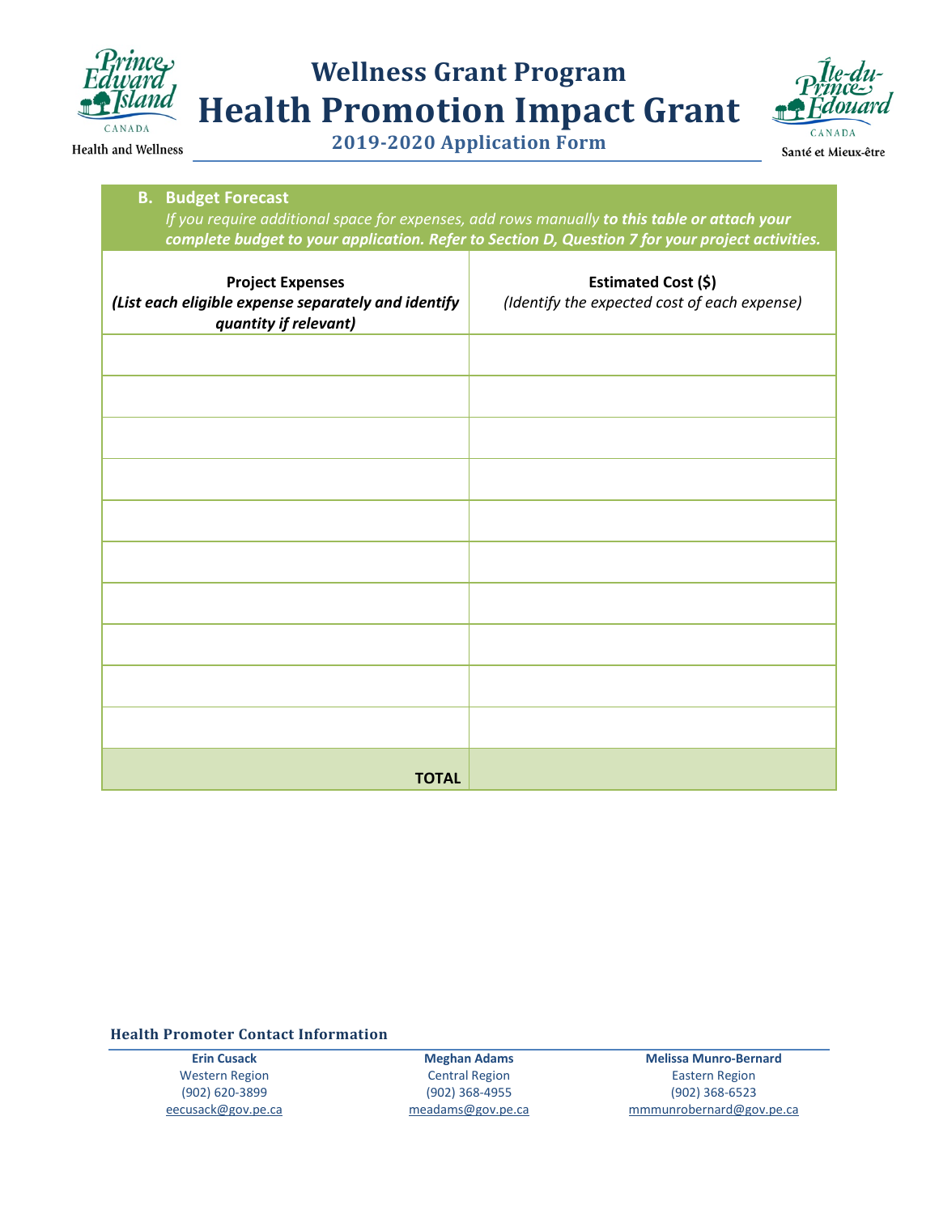## B. Budget Forecast

*If you require additional space for expenses, add rows manually* ***to this table or attach your complete budget to your application. Refer to Section D, Question 7 for your project activities.***

| **Project Expenses** ***(List each eligible expense separately and identify quantity if relevant)*** | **Estimated Cost ($)** *(Identify the expected cost of each expense)* |
|---|---|
| | |
| | |
| | |
| | |
| | |
| | |
| | |
| | |
| | |
| | |
| **TOTAL** | |

### Health Promoter Contact Information

| Erin Cusack | Meghan Adams | Melissa Munro-Bernard |
|---|---|---|
| Western Region | Central Region | Eastern Region |
| (902) 620-3899 | (902) 368-4955 | (902) 368-6523 |
| eecusack@gov.pe.ca | meadams@gov.pe.ca | mmmunrobernard@gov.pe.ca |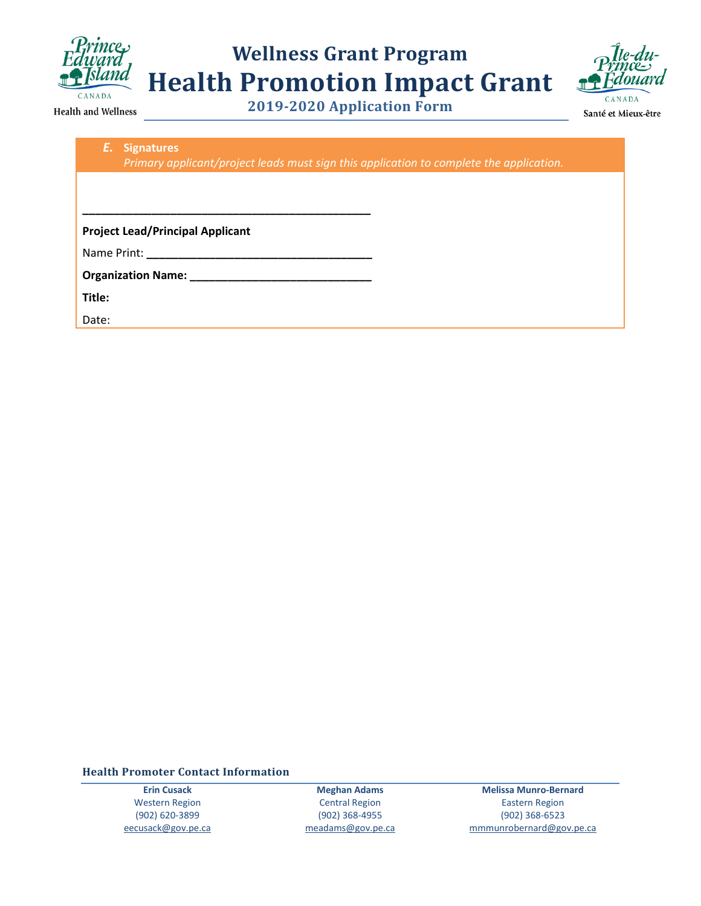**Wellness Grant Program**

# Health Promotion Impact Grant

**2019-2020 Application Form**

## *E.* Signatures

*Primary applicant/project leads must sign this application to complete the application.*

______________________________________________

**Project Lead/Principal Applicant**

Name Print: ___________________________________

**Organization Name: ____________________________**

**Title:**

Date:

### Health Promoter Contact Information

| Erin Cusack | Meghan Adams | Melissa Munro-Bernard |
|---|---|---|
| Western Region | Central Region | Eastern Region |
| (902) 620-3899 | (902) 368-4955 | (902) 368-6523 |
| eecusack@gov.pe.ca | meadams@gov.pe.ca | mmmunrobernard@gov.pe.ca |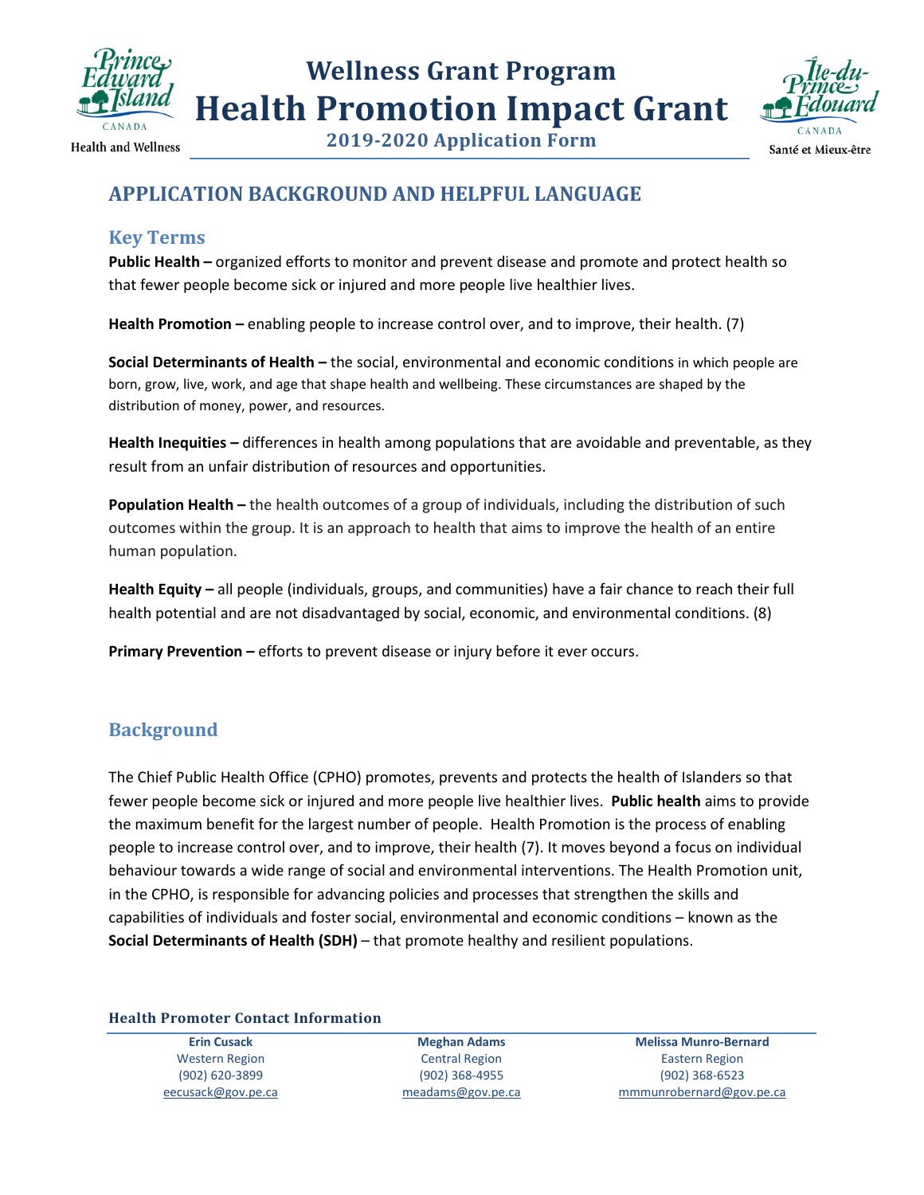# Wellness Grant Program

# Health Promotion Impact Grant

**2019-2020 Application Form**

## APPLICATION BACKGROUND AND HELPFUL LANGUAGE

### Key Terms

**Public Health –** organized efforts to monitor and prevent disease and promote and protect health so that fewer people become sick or injured and more people live healthier lives.

**Health Promotion –** enabling people to increase control over, and to improve, their health. (7)

**Social Determinants of Health –** the social, environmental and economic conditions in which people are born, grow, live, work, and age that shape health and wellbeing. These circumstances are shaped by the distribution of money, power, and resources.

**Health Inequities –** differences in health among populations that are avoidable and preventable, as they result from an unfair distribution of resources and opportunities.

**Population Health –** the health outcomes of a group of individuals, including the distribution of such outcomes within the group. It is an approach to health that aims to improve the health of an entire human population.

**Health Equity –** all people (individuals, groups, and communities) have a fair chance to reach their full health potential and are not disadvantaged by social, economic, and environmental conditions. (8)

**Primary Prevention –** efforts to prevent disease or injury before it ever occurs.

### Background

The Chief Public Health Office (CPHO) promotes, prevents and protects the health of Islanders so that fewer people become sick or injured and more people live healthier lives. **Public health** aims to provide the maximum benefit for the largest number of people. Health Promotion is the process of enabling people to increase control over, and to improve, their health (7). It moves beyond a focus on individual behaviour towards a wide range of social and environmental interventions. The Health Promotion unit, in the CPHO, is responsible for advancing policies and processes that strengthen the skills and capabilities of individuals and foster social, environmental and economic conditions – known as the **Social Determinants of Health (SDH)** – that promote healthy and resilient populations.

#### Health Promoter Contact Information

| Erin Cusack | Meghan Adams | Melissa Munro-Bernard |
|---|---|---|
| Western Region | Central Region | Eastern Region |
| (902) 620-3899 | (902) 368-4955 | (902) 368-6523 |
| eecusack@gov.pe.ca | meadams@gov.pe.ca | mmmunrobernard@gov.pe.ca |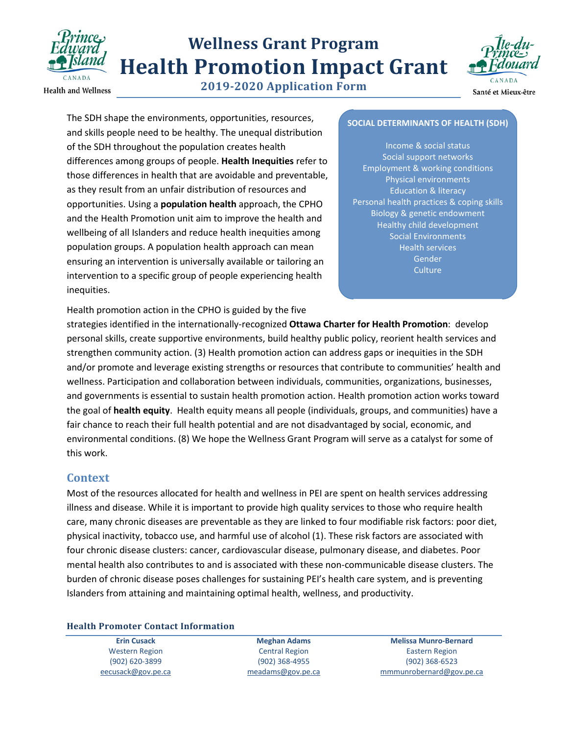# Wellness Grant Program

# Health Promotion Impact Grant

## 2019-2020 Application Form

Health and Wellness

Santé et Mieux-être

The SDH shape the environments, opportunities, resources, and skills people need to be healthy. The unequal distribution of the SDH throughout the population creates health differences among groups of people. **Health Inequities** refer to those differences in health that are avoidable and preventable, as they result from an unfair distribution of resources and opportunities. Using a **population health** approach, the CPHO and the Health Promotion unit aim to improve the health and wellbeing of all Islanders and reduce health inequities among population groups. A population health approach can mean ensuring an intervention is universally available or tailoring an intervention to a specific group of people experiencing health inequities.

**SOCIAL DETERMINANTS OF HEALTH (SDH)**

Income & social status
Social support networks
Employment & working conditions
Physical environments
Education & literacy
Personal health practices & coping skills
Biology & genetic endowment
Healthy child development
Social Environments
Health services
Gender
Culture

Health promotion action in the CPHO is guided by the five strategies identified in the internationally-recognized **Ottawa Charter for Health Promotion**: develop personal skills, create supportive environments, build healthy public policy, reorient health services and strengthen community action. (3) Health promotion action can address gaps or inequities in the SDH and/or promote and leverage existing strengths or resources that contribute to communities' health and wellness. Participation and collaboration between individuals, communities, organizations, businesses, and governments is essential to sustain health promotion action. Health promotion action works toward the goal of **health equity**. Health equity means all people (individuals, groups, and communities) have a fair chance to reach their full health potential and are not disadvantaged by social, economic, and environmental conditions. (8) We hope the Wellness Grant Program will serve as a catalyst for some of this work.

## Context

Most of the resources allocated for health and wellness in PEI are spent on health services addressing illness and disease. While it is important to provide high quality services to those who require health care, many chronic diseases are preventable as they are linked to four modifiable risk factors: poor diet, physical inactivity, tobacco use, and harmful use of alcohol (1). These risk factors are associated with four chronic disease clusters: cancer, cardiovascular disease, pulmonary disease, and diabetes. Poor mental health also contributes to and is associated with these non-communicable disease clusters. The burden of chronic disease poses challenges for sustaining PEI's health care system, and is preventing Islanders from attaining and maintaining optimal health, wellness, and productivity.

### Health Promoter Contact Information

| Erin Cusack | Meghan Adams | Melissa Munro-Bernard |
|---|---|---|
| Western Region | Central Region | Eastern Region |
| (902) 620-3899 | (902) 368-4955 | (902) 368-6523 |
| eecusack@gov.pe.ca | meadams@gov.pe.ca | mmmunrobernard@gov.pe.ca |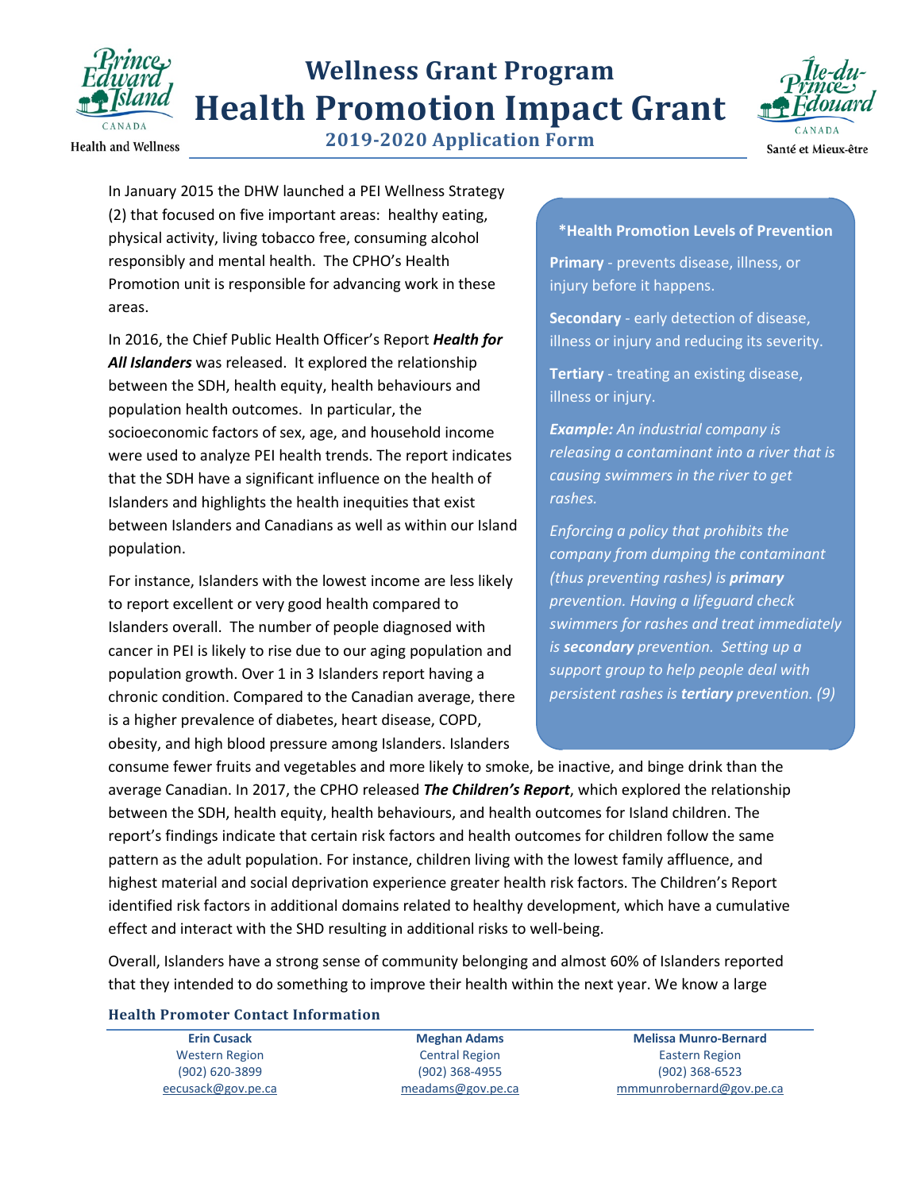# Wellness Grant Program

# Health Promotion Impact Grant

## 2019-2020 Application Form

In January 2015 the DHW launched a PEI Wellness Strategy (2) that focused on five important areas: healthy eating, physical activity, living tobacco free, consuming alcohol responsibly and mental health. The CPHO's Health Promotion unit is responsible for advancing work in these areas.

In 2016, the Chief Public Health Officer's Report ***Health for All Islanders*** was released. It explored the relationship between the SDH, health equity, health behaviours and population health outcomes. In particular, the socioeconomic factors of sex, age, and household income were used to analyze PEI health trends. The report indicates that the SDH have a significant influence on the health of Islanders and highlights the health inequities that exist between Islanders and Canadians as well as within our Island population.

For instance, Islanders with the lowest income are less likely to report excellent or very good health compared to Islanders overall. The number of people diagnosed with cancer in PEI is likely to rise due to our aging population and population growth. Over 1 in 3 Islanders report having a chronic condition. Compared to the Canadian average, there is a higher prevalence of diabetes, heart disease, COPD, obesity, and high blood pressure among Islanders. Islanders consume fewer fruits and vegetables and more likely to smoke, be inactive, and binge drink than the average Canadian. In 2017, the CPHO released ***The Children's Report***, which explored the relationship between the SDH, health equity, health behaviours, and health outcomes for Island children. The report's findings indicate that certain risk factors and health outcomes for children follow the same pattern as the adult population. For instance, children living with the lowest family affluence, and highest material and social deprivation experience greater health risk factors. The Children's Report identified risk factors in additional domains related to healthy development, which have a cumulative effect and interact with the SHD resulting in additional risks to well-being.

Overall, Islanders have a strong sense of community belonging and almost 60% of Islanders reported that they intended to do something to improve their health within the next year. We know a large

> **\*Health Promotion Levels of Prevention**
>
> **Primary** - prevents disease, illness, or injury before it happens.
>
> **Secondary** - early detection of disease, illness or injury and reducing its severity.
>
> **Tertiary** - treating an existing disease, illness or injury.
>
> ***Example:*** *An industrial company is releasing a contaminant into a river that is causing swimmers in the river to get rashes.*
>
> *Enforcing a policy that prohibits the company from dumping the contaminant (thus preventing rashes) is **primary** prevention. Having a lifeguard check swimmers for rashes and treat immediately is **secondary** prevention. Setting up a support group to help people deal with persistent rashes is **tertiary** prevention. (9)*

### Health Promoter Contact Information

| Erin Cusack | Meghan Adams | Melissa Munro-Bernard |
|---|---|---|
| Western Region | Central Region | Eastern Region |
| (902) 620-3899 | (902) 368-4955 | (902) 368-6523 |
| eecusack@gov.pe.ca | meadams@gov.pe.ca | mmmunrobernard@gov.pe.ca |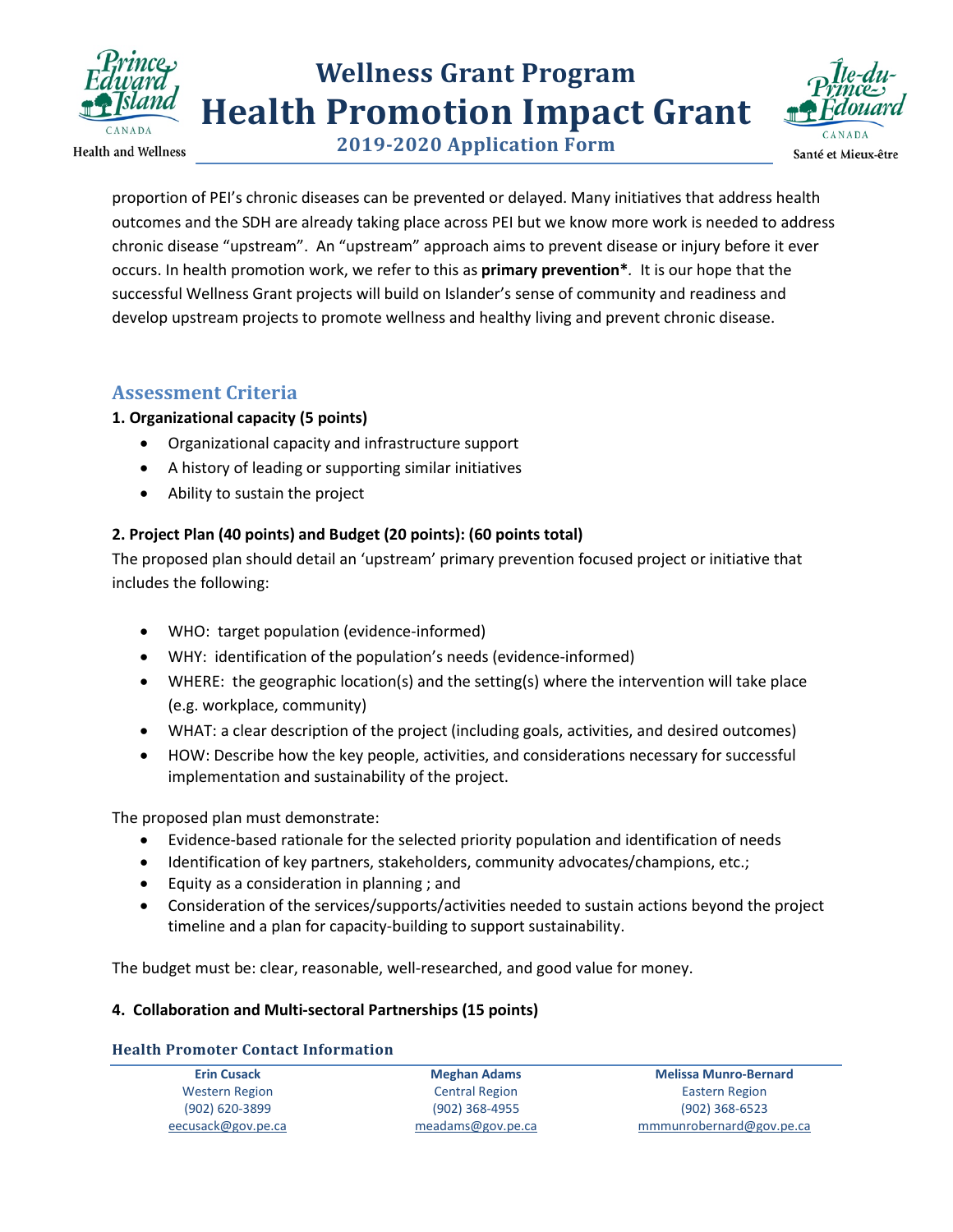proportion of PEI's chronic diseases can be prevented or delayed. Many initiatives that address health outcomes and the SDH are already taking place across PEI but we know more work is needed to address chronic disease "upstream". An "upstream" approach aims to prevent disease or injury before it ever occurs. In health promotion work, we refer to this as **primary prevention***. It is our hope that the successful Wellness Grant projects will build on Islander's sense of community and readiness and develop upstream projects to promote wellness and healthy living and prevent chronic disease.

## Assessment Criteria

**1. Organizational capacity (5 points)**

- Organizational capacity and infrastructure support
- A history of leading or supporting similar initiatives
- Ability to sustain the project

**2. Project Plan (40 points) and Budget (20 points): (60 points total)**

The proposed plan should detail an 'upstream' primary prevention focused project or initiative that includes the following:

- WHO: target population (evidence-informed)
- WHY: identification of the population's needs (evidence-informed)
- WHERE: the geographic location(s) and the setting(s) where the intervention will take place (e.g. workplace, community)
- WHAT: a clear description of the project (including goals, activities, and desired outcomes)
- HOW: Describe how the key people, activities, and considerations necessary for successful implementation and sustainability of the project.

The proposed plan must demonstrate:

- Evidence-based rationale for the selected priority population and identification of needs
- Identification of key partners, stakeholders, community advocates/champions, etc.;
- Equity as a consideration in planning ; and
- Consideration of the services/supports/activities needed to sustain actions beyond the project timeline and a plan for capacity-building to support sustainability.

The budget must be: clear, reasonable, well-researched, and good value for money.

**4. Collaboration and Multi-sectoral Partnerships (15 points)**

### Health Promoter Contact Information

| Erin Cusack | Meghan Adams | Melissa Munro-Bernard |
|---|---|---|
| Western Region | Central Region | Eastern Region |
| (902) 620-3899 | (902) 368-4955 | (902) 368-6523 |
| eecusack@gov.pe.ca | meadams@gov.pe.ca | mmmunrobernard@gov.pe.ca |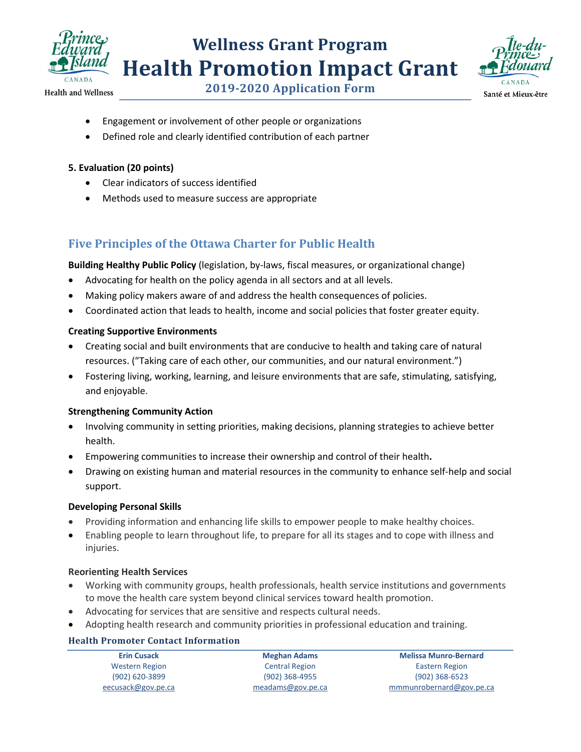- Engagement or involvement of other people or organizations
- Defined role and clearly identified contribution of each partner

**5. Evaluation (20 points)**

- Clear indicators of success identified
- Methods used to measure success are appropriate

## Five Principles of the Ottawa Charter for Public Health

**Building Healthy Public Policy** (legislation, by-laws, fiscal measures, or organizational change)

- Advocating for health on the policy agenda in all sectors and at all levels.
- Making policy makers aware of and address the health consequences of policies.
- Coordinated action that leads to health, income and social policies that foster greater equity.

**Creating Supportive Environments**

- Creating social and built environments that are conducive to health and taking care of natural resources. ("Taking care of each other, our communities, and our natural environment.")
- Fostering living, working, learning, and leisure environments that are safe, stimulating, satisfying, and enjoyable.

**Strengthening Community Action**

- Involving community in setting priorities, making decisions, planning strategies to achieve better health.
- Empowering communities to increase their ownership and control of their health.
- Drawing on existing human and material resources in the community to enhance self-help and social support.

**Developing Personal Skills**

- Providing information and enhancing life skills to empower people to make healthy choices.
- Enabling people to learn throughout life, to prepare for all its stages and to cope with illness and injuries.

**Reorienting Health Services**

- Working with community groups, health professionals, health service institutions and governments to move the health care system beyond clinical services toward health promotion.
- Advocating for services that are sensitive and respects cultural needs.
- Adopting health research and community priorities in professional education and training.

### Health Promoter Contact Information

| Erin Cusack | Meghan Adams | Melissa Munro-Bernard |
|---|---|---|
| Western Region | Central Region | Eastern Region |
| (902) 620-3899 | (902) 368-4955 | (902) 368-6523 |
| eecusack@gov.pe.ca | meadams@gov.pe.ca | mmmunrobernard@gov.pe.ca |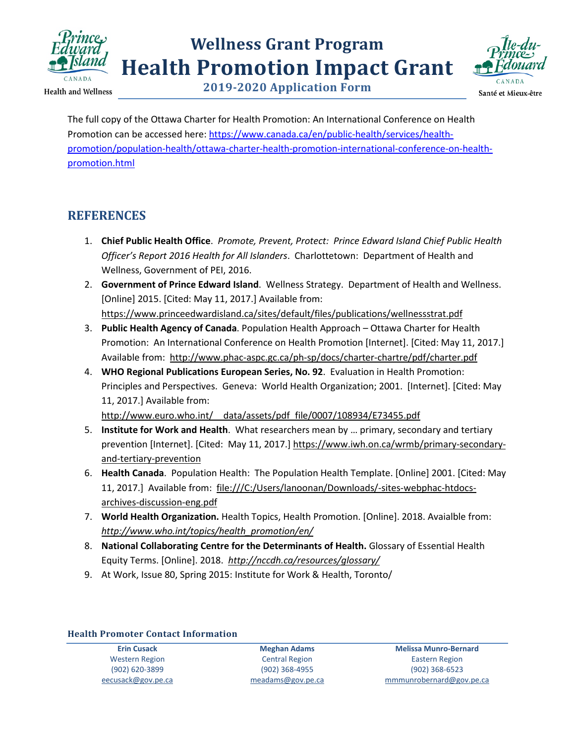The full copy of the Ottawa Charter for Health Promotion: An International Conference on Health Promotion can be accessed here: https://www.canada.ca/en/public-health/services/health-promotion/population-health/ottawa-charter-health-promotion-international-conference-on-health-promotion.html

## REFERENCES

1. **Chief Public Health Office**. *Promote, Prevent, Protect: Prince Edward Island Chief Public Health Officer's Report 2016 Health for All Islanders*. Charlottetown: Department of Health and Wellness, Government of PEI, 2016.
2. **Government of Prince Edward Island**. Wellness Strategy. Department of Health and Wellness. [Online] 2015. [Cited: May 11, 2017.] Available from: https://www.princeedwardisland.ca/sites/default/files/publications/wellnessstrat.pdf
3. **Public Health Agency of Canada**. Population Health Approach – Ottawa Charter for Health Promotion: An International Conference on Health Promotion [Internet]. [Cited: May 11, 2017.] Available from: http://www.phac-aspc.gc.ca/ph-sp/docs/charter-chartre/pdf/charter.pdf
4. **WHO Regional Publications European Series, No. 92**. Evaluation in Health Promotion: Principles and Perspectives. Geneva: World Health Organization; 2001. [Internet]. [Cited: May 11, 2017.] Available from: http://www.euro.who.int/__data/assets/pdf_file/0007/108934/E73455.pdf
5. **Institute for Work and Health**. What researchers mean by … primary, secondary and tertiary prevention [Internet]. [Cited: May 11, 2017.] https://www.iwh.on.ca/wrmb/primary-secondary-and-tertiary-prevention
6. **Health Canada**. Population Health: The Population Health Template. [Online] 2001. [Cited: May 11, 2017.] Available from: file:///C:/Users/lanoonan/Downloads/-sites-webphac-htdocs-archives-discussion-eng.pdf
7. **World Health Organization.** Health Topics, Health Promotion. [Online]. 2018. Avaialble from: *http://www.who.int/topics/health_promotion/en/*
8. **National Collaborating Centre for the Determinants of Health.** Glossary of Essential Health Equity Terms. [Online]. 2018. *http://nccdh.ca/resources/glossary/*
9. At Work, Issue 80, Spring 2015: Institute for Work & Health, Toronto/

### Health Promoter Contact Information

| | | |
|---|---|---|
| **Erin Cusack** | **Meghan Adams** | **Melissa Munro-Bernard** |
| Western Region | Central Region | Eastern Region |
| (902) 620-3899 | (902) 368-4955 | (902) 368-6523 |
| eecusack@gov.pe.ca | meadams@gov.pe.ca | mmmunrobernard@gov.pe.ca |